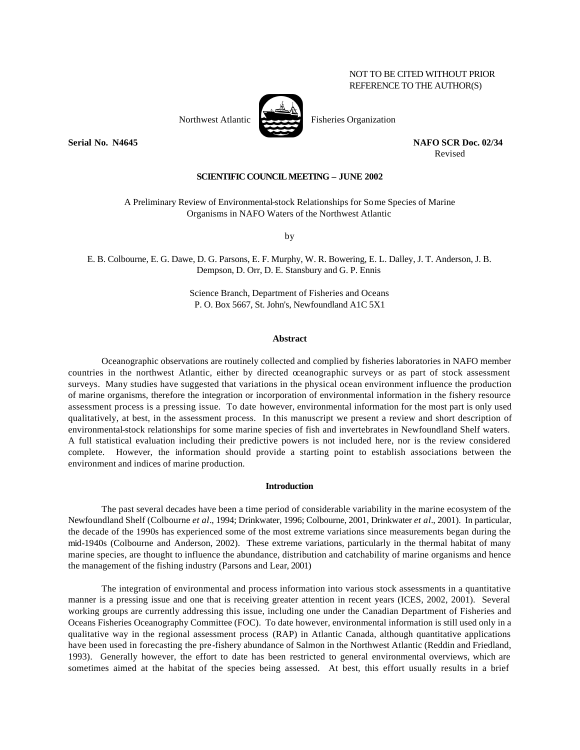NOT TO BE CITED WITHOUT PRIOR REFERENCE TO THE AUTHOR(S)

Northwest Atlantic Fisheries Organization

**Serial No. N4645** **NAFO SCR Doc. 02/34**
Revised

**SCIENTIFIC COUNCIL MEETING – JUNE 2002**

A Preliminary Review of Environmental-stock Relationships for Some Species of Marine Organisms in NAFO Waters of the Northwest Atlantic

by

E. B. Colbourne, E. G. Dawe, D. G. Parsons, E. F. Murphy, W. R. Bowering, E. L. Dalley, J. T. Anderson, J. B. Dempson, D. Orr, D. E. Stansbury and G. P. Ennis

Science Branch, Department of Fisheries and Oceans
P. O. Box 5667, St. John's, Newfoundland A1C 5X1

## Abstract

Oceanographic observations are routinely collected and complied by fisheries laboratories in NAFO member countries in the northwest Atlantic, either by directed oceanographic surveys or as part of stock assessment surveys. Many studies have suggested that variations in the physical ocean environment influence the production of marine organisms, therefore the integration or incorporation of environmental information in the fishery resource assessment process is a pressing issue. To date however, environmental information for the most part is only used qualitatively, at best, in the assessment process. In this manuscript we present a review and short description of environmental-stock relationships for some marine species of fish and invertebrates in Newfoundland Shelf waters. A full statistical evaluation including their predictive powers is not included here, nor is the review considered complete. However, the information should provide a starting point to establish associations between the environment and indices of marine production.

## Introduction

The past several decades have been a time period of considerable variability in the marine ecosystem of the Newfoundland Shelf (Colbourne *et al*., 1994; Drinkwater, 1996; Colbourne, 2001, Drinkwater *et al*., 2001). In particular, the decade of the 1990s has experienced some of the most extreme variations since measurements began during the mid-1940s (Colbourne and Anderson, 2002). These extreme variations, particularly in the thermal habitat of many marine species, are thought to influence the abundance, distribution and catchability of marine organisms and hence the management of the fishing industry (Parsons and Lear, 2001)

The integration of environmental and process information into various stock assessments in a quantitative manner is a pressing issue and one that is receiving greater attention in recent years (ICES, 2002, 2001). Several working groups are currently addressing this issue, including one under the Canadian Department of Fisheries and Oceans Fisheries Oceanography Committee (FOC). To date however, environmental information is still used only in a qualitative way in the regional assessment process (RAP) in Atlantic Canada, although quantitative applications have been used in forecasting the pre-fishery abundance of Salmon in the Northwest Atlantic (Reddin and Friedland, 1993). Generally however, the effort to date has been restricted to general environmental overviews, which are sometimes aimed at the habitat of the species being assessed. At best, this effort usually results in a brief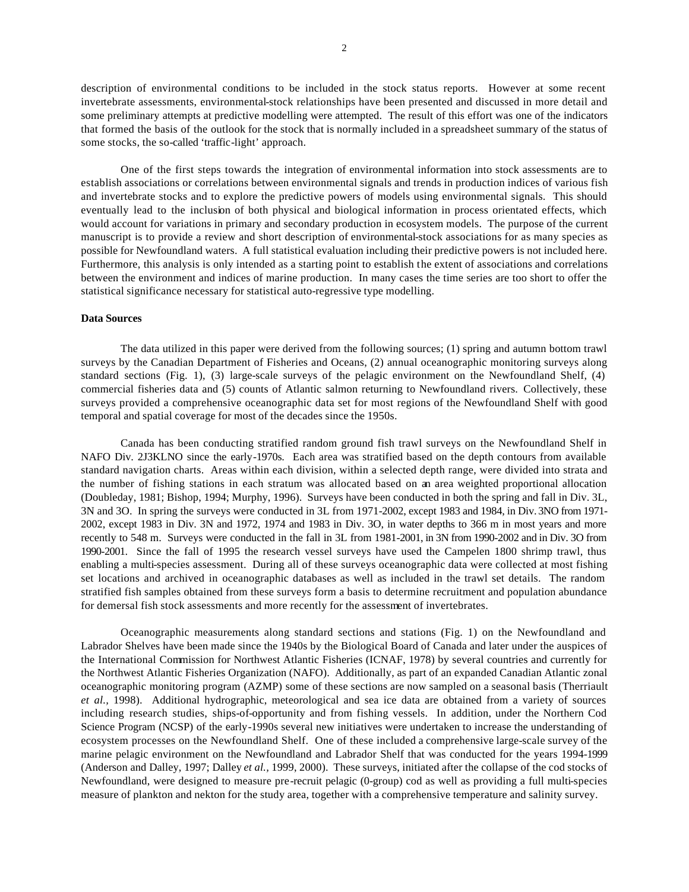description of environmental conditions to be included in the stock status reports. However at some recent invertebrate assessments, environmental-stock relationships have been presented and discussed in more detail and some preliminary attempts at predictive modelling were attempted. The result of this effort was one of the indicators that formed the basis of the outlook for the stock that is normally included in a spreadsheet summary of the status of some stocks, the so-called 'traffic-light' approach.

One of the first steps towards the integration of environmental information into stock assessments are to establish associations or correlations between environmental signals and trends in production indices of various fish and invertebrate stocks and to explore the predictive powers of models using environmental signals. This should eventually lead to the inclusion of both physical and biological information in process orientated effects, which would account for variations in primary and secondary production in ecosystem models. The purpose of the current manuscript is to provide a review and short description of environmental-stock associations for as many species as possible for Newfoundland waters. A full statistical evaluation including their predictive powers is not included here. Furthermore, this analysis is only intended as a starting point to establish the extent of associations and correlations between the environment and indices of marine production. In many cases the time series are too short to offer the statistical significance necessary for statistical auto-regressive type modelling.

**Data Sources**

The data utilized in this paper were derived from the following sources; (1) spring and autumn bottom trawl surveys by the Canadian Department of Fisheries and Oceans, (2) annual oceanographic monitoring surveys along standard sections (Fig. 1), (3) large-scale surveys of the pelagic environment on the Newfoundland Shelf, (4) commercial fisheries data and (5) counts of Atlantic salmon returning to Newfoundland rivers. Collectively, these surveys provided a comprehensive oceanographic data set for most regions of the Newfoundland Shelf with good temporal and spatial coverage for most of the decades since the 1950s.

Canada has been conducting stratified random ground fish trawl surveys on the Newfoundland Shelf in NAFO Div. 2J3KLNO since the early-1970s. Each area was stratified based on the depth contours from available standard navigation charts. Areas within each division, within a selected depth range, were divided into strata and the number of fishing stations in each stratum was allocated based on an area weighted proportional allocation (Doubleday, 1981; Bishop, 1994; Murphy, 1996). Surveys have been conducted in both the spring and fall in Div. 3L, 3N and 3O. In spring the surveys were conducted in 3L from 1971-2002, except 1983 and 1984, in Div. 3NO from 1971-2002, except 1983 in Div. 3N and 1972, 1974 and 1983 in Div. 3O, in water depths to 366 m in most years and more recently to 548 m. Surveys were conducted in the fall in 3L from 1981-2001, in 3N from 1990-2002 and in Div. 3O from 1990-2001. Since the fall of 1995 the research vessel surveys have used the Campelen 1800 shrimp trawl, thus enabling a multi-species assessment. During all of these surveys oceanographic data were collected at most fishing set locations and archived in oceanographic databases as well as included in the trawl set details. The random stratified fish samples obtained from these surveys form a basis to determine recruitment and population abundance for demersal fish stock assessments and more recently for the assessment of invertebrates.

Oceanographic measurements along standard sections and stations (Fig. 1) on the Newfoundland and Labrador Shelves have been made since the 1940s by the Biological Board of Canada and later under the auspices of the International Commission for Northwest Atlantic Fisheries (ICNAF, 1978) by several countries and currently for the Northwest Atlantic Fisheries Organization (NAFO). Additionally, as part of an expanded Canadian Atlantic zonal oceanographic monitoring program (AZMP) some of these sections are now sampled on a seasonal basis (Therriault *et al.,* 1998). Additional hydrographic, meteorological and sea ice data are obtained from a variety of sources including research studies, ships-of-opportunity and from fishing vessels. In addition, under the Northern Cod Science Program (NCSP) of the early-1990s several new initiatives were undertaken to increase the understanding of ecosystem processes on the Newfoundland Shelf. One of these included a comprehensive large-scale survey of the marine pelagic environment on the Newfoundland and Labrador Shelf that was conducted for the years 1994-1999 (Anderson and Dalley, 1997; Dalley *et al.,* 1999, 2000). These surveys, initiated after the collapse of the cod stocks of Newfoundland, were designed to measure pre-recruit pelagic (0-group) cod as well as providing a full multi-species measure of plankton and nekton for the study area, together with a comprehensive temperature and salinity survey.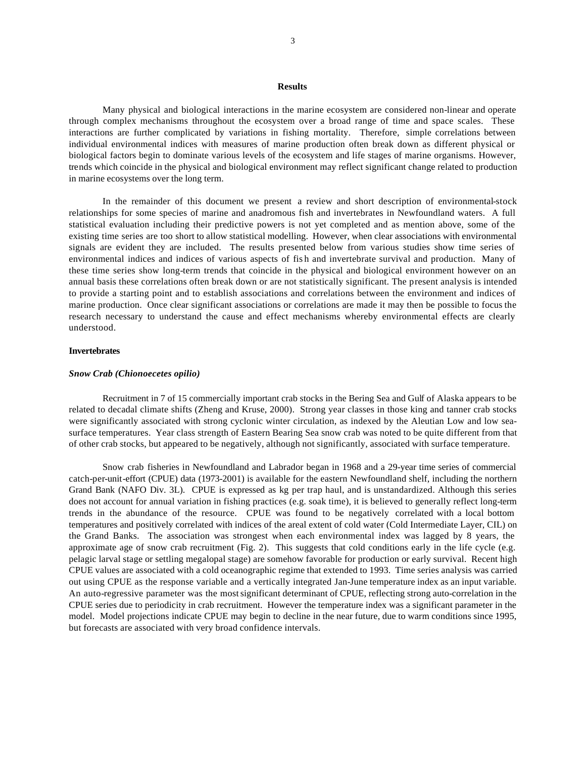## Results

Many physical and biological interactions in the marine ecosystem are considered non-linear and operate through complex mechanisms throughout the ecosystem over a broad range of time and space scales. These interactions are further complicated by variations in fishing mortality. Therefore, simple correlations between individual environmental indices with measures of marine production often break down as different physical or biological factors begin to dominate various levels of the ecosystem and life stages of marine organisms. However, trends which coincide in the physical and biological environment may reflect significant change related to production in marine ecosystems over the long term.

In the remainder of this document we present a review and short description of environmental-stock relationships for some species of marine and anadromous fish and invertebrates in Newfoundland waters. A full statistical evaluation including their predictive powers is not yet completed and as mention above, some of the existing time series are too short to allow statistical modelling. However, when clear associations with environmental signals are evident they are included. The results presented below from various studies show time series of environmental indices and indices of various aspects of fis h and invertebrate survival and production. Many of these time series show long-term trends that coincide in the physical and biological environment however on an annual basis these correlations often break down or are not statistically significant. The present analysis is intended to provide a starting point and to establish associations and correlations between the environment and indices of marine production. Once clear significant associations or correlations are made it may then be possible to focus the research necessary to understand the cause and effect mechanisms whereby environmental effects are clearly understood.

### Invertebrates

#### *Snow Crab (Chionoecetes opilio)*

Recruitment in 7 of 15 commercially important crab stocks in the Bering Sea and Gulf of Alaska appears to be related to decadal climate shifts (Zheng and Kruse, 2000). Strong year classes in those king and tanner crab stocks were significantly associated with strong cyclonic winter circulation, as indexed by the Aleutian Low and low sea-surface temperatures. Year class strength of Eastern Bering Sea snow crab was noted to be quite different from that of other crab stocks, but appeared to be negatively, although not significantly, associated with surface temperature.

Snow crab fisheries in Newfoundland and Labrador began in 1968 and a 29-year time series of commercial catch-per-unit-effort (CPUE) data (1973-2001) is available for the eastern Newfoundland shelf, including the northern Grand Bank (NAFO Div. 3L). CPUE is expressed as kg per trap haul, and is unstandardized. Although this series does not account for annual variation in fishing practices (e.g. soak time), it is believed to generally reflect long-term trends in the abundance of the resource. CPUE was found to be negatively correlated with a local bottom temperatures and positively correlated with indices of the areal extent of cold water (Cold Intermediate Layer, CIL) on the Grand Banks. The association was strongest when each environmental index was lagged by 8 years, the approximate age of snow crab recruitment (Fig. 2). This suggests that cold conditions early in the life cycle (e.g. pelagic larval stage or settling megalopal stage) are somehow favorable for production or early survival. Recent high CPUE values are associated with a cold oceanographic regime that extended to 1993. Time series analysis was carried out using CPUE as the response variable and a vertically integrated Jan-June temperature index as an input variable. An auto-regressive parameter was the most significant determinant of CPUE, reflecting strong auto-correlation in the CPUE series due to periodicity in crab recruitment. However the temperature index was a significant parameter in the model. Model projections indicate CPUE may begin to decline in the near future, due to warm conditions since 1995, but forecasts are associated with very broad confidence intervals.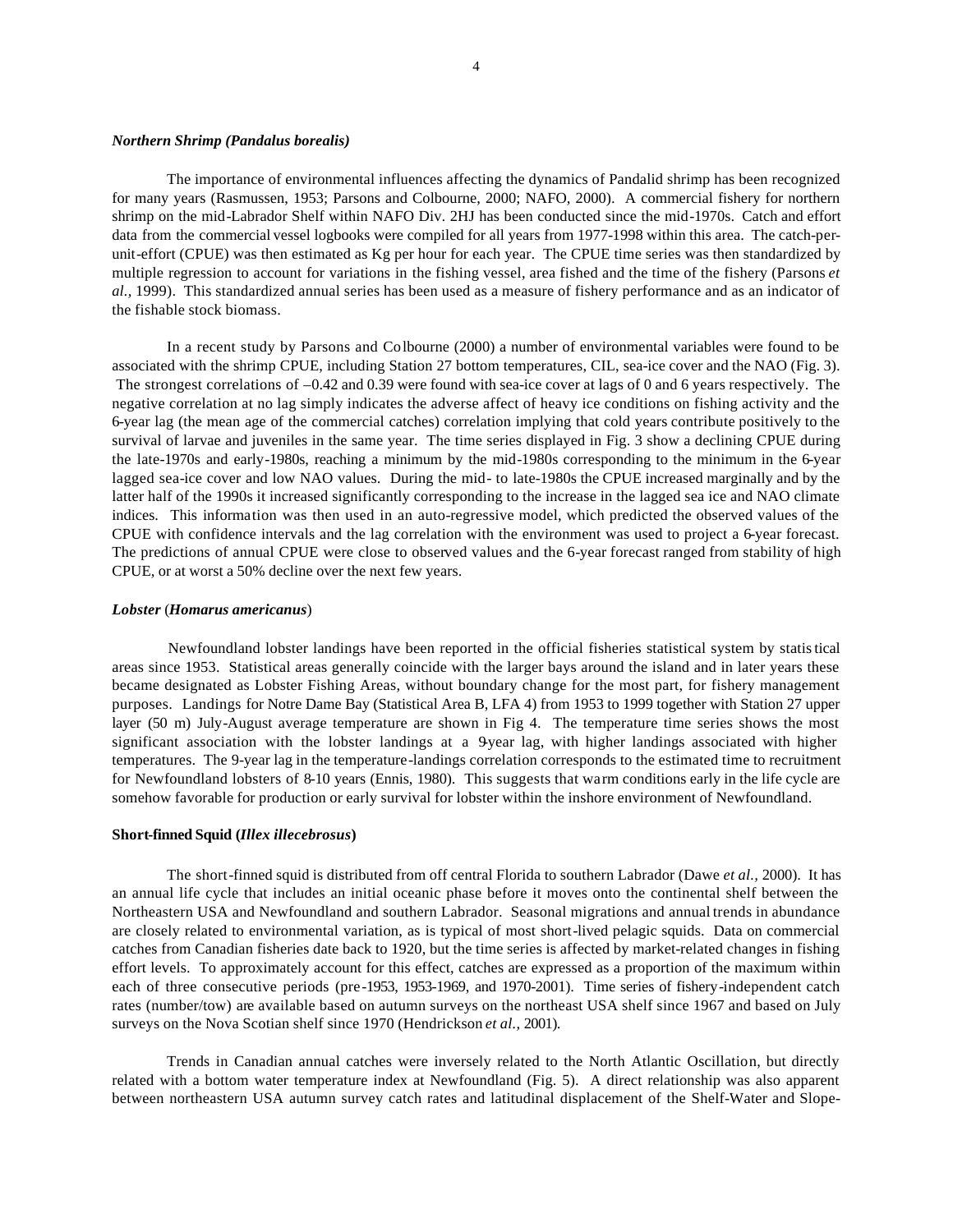### *Northern Shrimp (Pandalus borealis)*

The importance of environmental influences affecting the dynamics of Pandalid shrimp has been recognized for many years (Rasmussen, 1953; Parsons and Colbourne, 2000; NAFO, 2000). A commercial fishery for northern shrimp on the mid-Labrador Shelf within NAFO Div. 2HJ has been conducted since the mid-1970s. Catch and effort data from the commercial vessel logbooks were compiled for all years from 1977-1998 within this area. The catch-per-unit-effort (CPUE) was then estimated as Kg per hour for each year. The CPUE time series was then standardized by multiple regression to account for variations in the fishing vessel, area fished and the time of the fishery (Parsons *et al.,* 1999). This standardized annual series has been used as a measure of fishery performance and as an indicator of the fishable stock biomass.

In a recent study by Parsons and Colbourne (2000) a number of environmental variables were found to be associated with the shrimp CPUE, including Station 27 bottom temperatures, CIL, sea-ice cover and the NAO (Fig. 3). The strongest correlations of –0.42 and 0.39 were found with sea-ice cover at lags of 0 and 6 years respectively. The negative correlation at no lag simply indicates the adverse affect of heavy ice conditions on fishing activity and the 6-year lag (the mean age of the commercial catches) correlation implying that cold years contribute positively to the survival of larvae and juveniles in the same year. The time series displayed in Fig. 3 show a declining CPUE during the late-1970s and early-1980s, reaching a minimum by the mid-1980s corresponding to the minimum in the 6-year lagged sea-ice cover and low NAO values. During the mid- to late-1980s the CPUE increased marginally and by the latter half of the 1990s it increased significantly corresponding to the increase in the lagged sea ice and NAO climate indices. This information was then used in an auto-regressive model, which predicted the observed values of the CPUE with confidence intervals and the lag correlation with the environment was used to project a 6-year forecast. The predictions of annual CPUE were close to observed values and the 6-year forecast ranged from stability of high CPUE, or at worst a 50% decline over the next few years.

### *Lobster* (*Homarus americanus*)

Newfoundland lobster landings have been reported in the official fisheries statistical system by statistical areas since 1953. Statistical areas generally coincide with the larger bays around the island and in later years these became designated as Lobster Fishing Areas, without boundary change for the most part, for fishery management purposes. Landings for Notre Dame Bay (Statistical Area B, LFA 4) from 1953 to 1999 together with Station 27 upper layer (50 m) July-August average temperature are shown in Fig 4. The temperature time series shows the most significant association with the lobster landings at a 9-year lag, with higher landings associated with higher temperatures. The 9-year lag in the temperature-landings correlation corresponds to the estimated time to recruitment for Newfoundland lobsters of 8-10 years (Ennis, 1980). This suggests that warm conditions early in the life cycle are somehow favorable for production or early survival for lobster within the inshore environment of Newfoundland.

### **Short-finned Squid (*Illex illecebrosus*)**

The short-finned squid is distributed from off central Florida to southern Labrador (Dawe *et al.,* 2000). It has an annual life cycle that includes an initial oceanic phase before it moves onto the continental shelf between the Northeastern USA and Newfoundland and southern Labrador. Seasonal migrations and annual trends in abundance are closely related to environmental variation, as is typical of most short-lived pelagic squids. Data on commercial catches from Canadian fisheries date back to 1920, but the time series is affected by market-related changes in fishing effort levels. To approximately account for this effect, catches are expressed as a proportion of the maximum within each of three consecutive periods (pre-1953, 1953-1969, and 1970-2001). Time series of fishery-independent catch rates (number/tow) are available based on autumn surveys on the northeast USA shelf since 1967 and based on July surveys on the Nova Scotian shelf since 1970 (Hendrickson *et al.,* 2001).

Trends in Canadian annual catches were inversely related to the North Atlantic Oscillation, but directly related with a bottom water temperature index at Newfoundland (Fig. 5). A direct relationship was also apparent between northeastern USA autumn survey catch rates and latitudinal displacement of the Shelf-Water and Slope-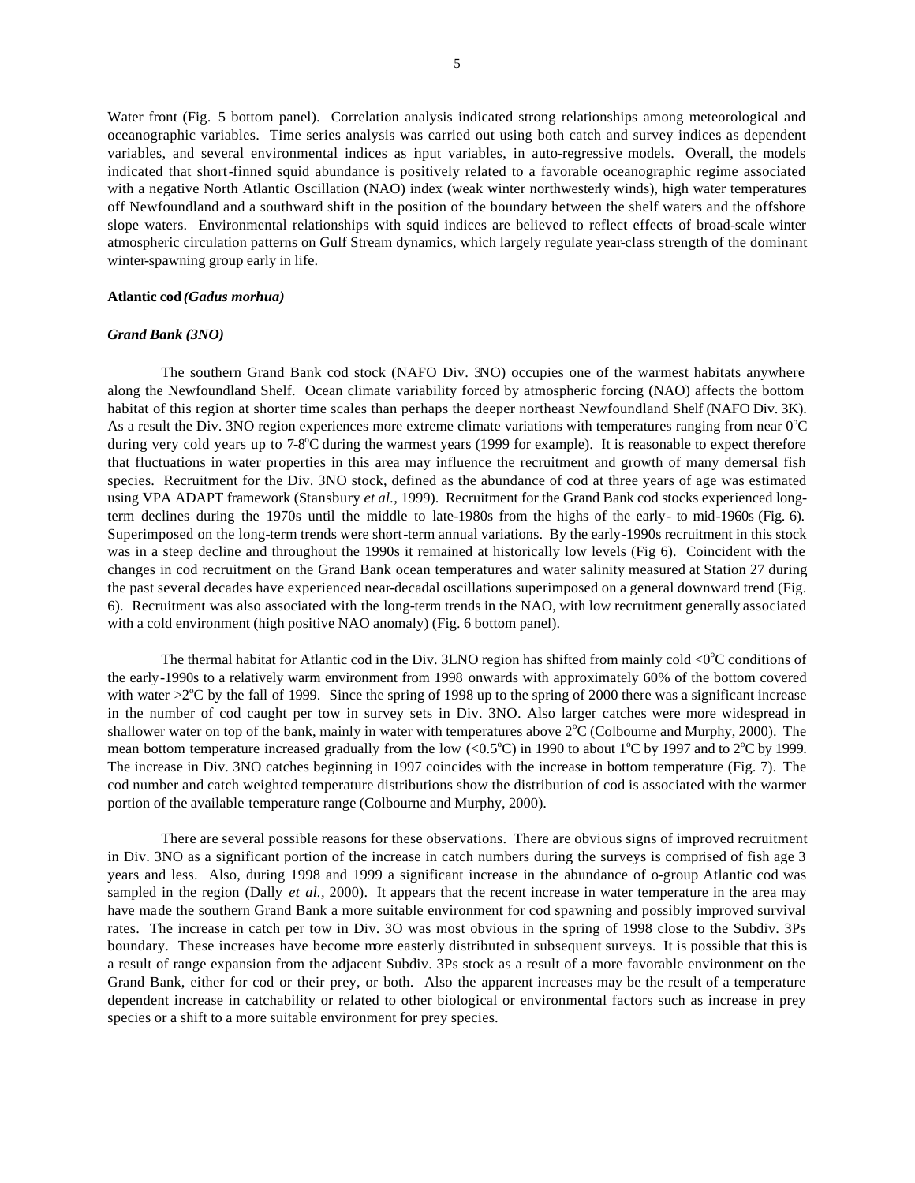Water front (Fig. 5 bottom panel). Correlation analysis indicated strong relationships among meteorological and oceanographic variables. Time series analysis was carried out using both catch and survey indices as dependent variables, and several environmental indices as input variables, in auto-regressive models. Overall, the models indicated that short-finned squid abundance is positively related to a favorable oceanographic regime associated with a negative North Atlantic Oscillation (NAO) index (weak winter northwesterly winds), high water temperatures off Newfoundland and a southward shift in the position of the boundary between the shelf waters and the offshore slope waters. Environmental relationships with squid indices are believed to reflect effects of broad-scale winter atmospheric circulation patterns on Gulf Stream dynamics, which largely regulate year-class strength of the dominant winter-spawning group early in life.

**Atlantic cod *(Gadus morhua)***

***Grand Bank (3NO)***

The southern Grand Bank cod stock (NAFO Div. 3NO) occupies one of the warmest habitats anywhere along the Newfoundland Shelf. Ocean climate variability forced by atmospheric forcing (NAO) affects the bottom habitat of this region at shorter time scales than perhaps the deeper northeast Newfoundland Shelf (NAFO Div. 3K). As a result the Div. 3NO region experiences more extreme climate variations with temperatures ranging from near $0^oC$ during very cold years up to $7\text{-}8^oC$ during the warmest years (1999 for example). It is reasonable to expect therefore that fluctuations in water properties in this area may influence the recruitment and growth of many demersal fish species. Recruitment for the Div. 3NO stock, defined as the abundance of cod at three years of age was estimated using VPA ADAPT framework (Stansbury *et al.,* 1999). Recruitment for the Grand Bank cod stocks experienced long-term declines during the 1970s until the middle to late-1980s from the highs of the early- to mid-1960s (Fig. 6). Superimposed on the long-term trends were short-term annual variations. By the early-1990s recruitment in this stock was in a steep decline and throughout the 1990s it remained at historically low levels (Fig 6). Coincident with the changes in cod recruitment on the Grand Bank ocean temperatures and water salinity measured at Station 27 during the past several decades have experienced near-decadal oscillations superimposed on a general downward trend (Fig. 6). Recruitment was also associated with the long-term trends in the NAO, with low recruitment generally associated with a cold environment (high positive NAO anomaly) (Fig. 6 bottom panel).

The thermal habitat for Atlantic cod in the Div. 3LNO region has shifted from mainly cold $<0^oC$ conditions of the early-1990s to a relatively warm environment from 1998 onwards with approximately 60% of the bottom covered with water $>2^oC$ by the fall of 1999. Since the spring of 1998 up to the spring of 2000 there was a significant increase in the number of cod caught per tow in survey sets in Div. 3NO. Also larger catches were more widespread in shallower water on top of the bank, mainly in water with temperatures above $2^oC$ (Colbourne and Murphy, 2000). The mean bottom temperature increased gradually from the low ($<0.5^oC$) in 1990 to about $1^oC$ by 1997 and to $2^oC$ by 1999. The increase in Div. 3NO catches beginning in 1997 coincides with the increase in bottom temperature (Fig. 7). The cod number and catch weighted temperature distributions show the distribution of cod is associated with the warmer portion of the available temperature range (Colbourne and Murphy, 2000).

There are several possible reasons for these observations. There are obvious signs of improved recruitment in Div. 3NO as a significant portion of the increase in catch numbers during the surveys is comprised of fish age 3 years and less. Also, during 1998 and 1999 a significant increase in the abundance of o-group Atlantic cod was sampled in the region (Dally *et al.,* 2000). It appears that the recent increase in water temperature in the area may have made the southern Grand Bank a more suitable environment for cod spawning and possibly improved survival rates. The increase in catch per tow in Div. 3O was most obvious in the spring of 1998 close to the Subdiv. 3Ps boundary. These increases have become more easterly distributed in subsequent surveys. It is possible that this is a result of range expansion from the adjacent Subdiv. 3Ps stock as a result of a more favorable environment on the Grand Bank, either for cod or their prey, or both. Also the apparent increases may be the result of a temperature dependent increase in catchability or related to other biological or environmental factors such as increase in prey species or a shift to a more suitable environment for prey species.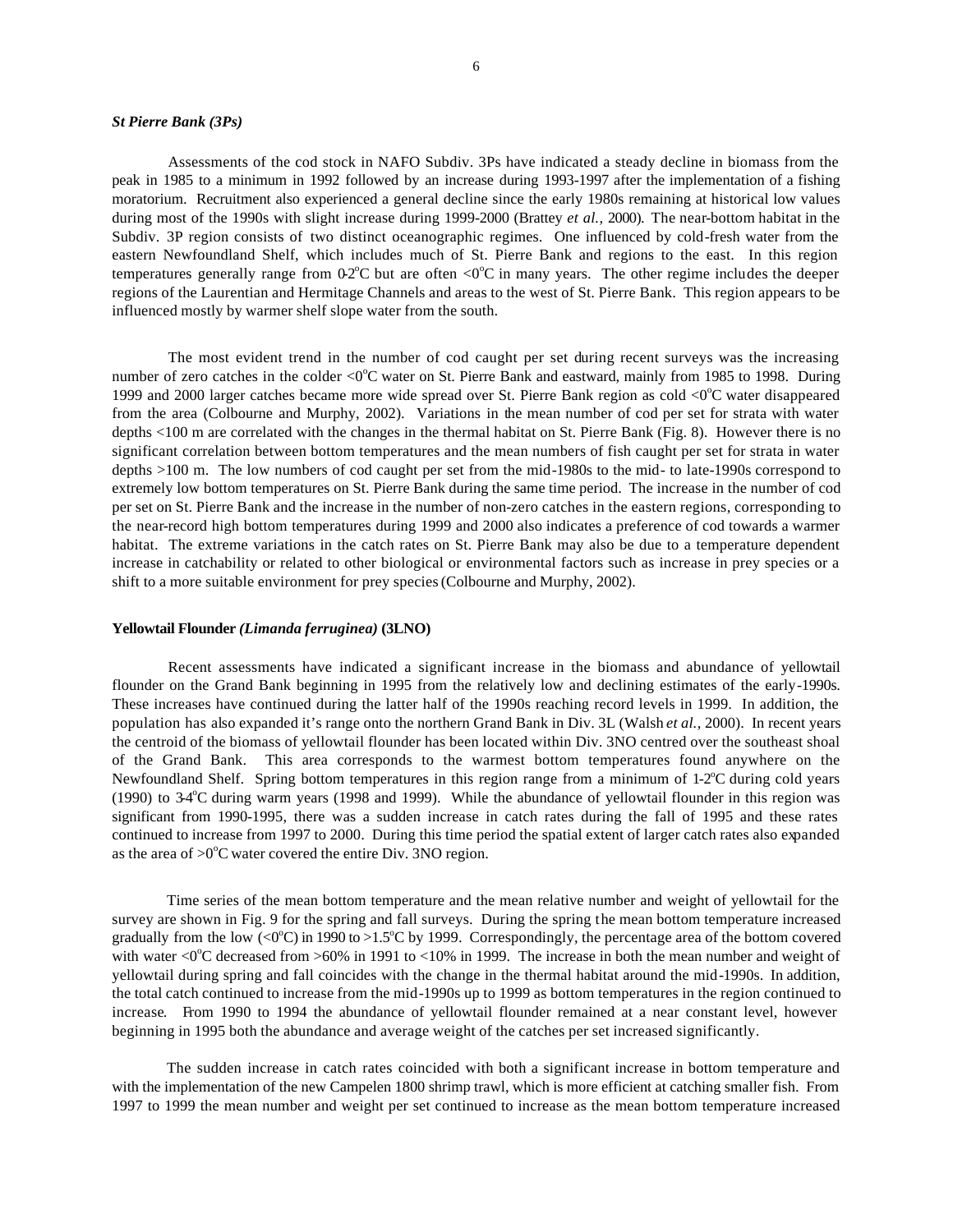### *St Pierre Bank (3Ps)*

Assessments of the cod stock in NAFO Subdiv. 3Ps have indicated a steady decline in biomass from the peak in 1985 to a minimum in 1992 followed by an increase during 1993-1997 after the implementation of a fishing moratorium. Recruitment also experienced a general decline since the early 1980s remaining at historical low values during most of the 1990s with slight increase during 1999-2000 (Brattey *et al.,* 2000). The near-bottom habitat in the Subdiv. 3P region consists of two distinct oceanographic regimes. One influenced by cold-fresh water from the eastern Newfoundland Shelf, which includes much of St. Pierre Bank and regions to the east. In this region temperatures generally range from 0-2°C but are often <0°C in many years. The other regime includes the deeper regions of the Laurentian and Hermitage Channels and areas to the west of St. Pierre Bank. This region appears to be influenced mostly by warmer shelf slope water from the south.

The most evident trend in the number of cod caught per set during recent surveys was the increasing number of zero catches in the colder <0°C water on St. Pierre Bank and eastward, mainly from 1985 to 1998. During 1999 and 2000 larger catches became more wide spread over St. Pierre Bank region as cold <0°C water disappeared from the area (Colbourne and Murphy, 2002). Variations in the mean number of cod per set for strata with water depths <100 m are correlated with the changes in the thermal habitat on St. Pierre Bank (Fig. 8). However there is no significant correlation between bottom temperatures and the mean numbers of fish caught per set for strata in water depths >100 m. The low numbers of cod caught per set from the mid-1980s to the mid- to late-1990s correspond to extremely low bottom temperatures on St. Pierre Bank during the same time period. The increase in the number of cod per set on St. Pierre Bank and the increase in the number of non-zero catches in the eastern regions, corresponding to the near-record high bottom temperatures during 1999 and 2000 also indicates a preference of cod towards a warmer habitat. The extreme variations in the catch rates on St. Pierre Bank may also be due to a temperature dependent increase in catchability or related to other biological or environmental factors such as increase in prey species or a shift to a more suitable environment for prey species (Colbourne and Murphy, 2002).

### Yellowtail Flounder *(Limanda ferruginea)* (3LNO)

Recent assessments have indicated a significant increase in the biomass and abundance of yellowtail flounder on the Grand Bank beginning in 1995 from the relatively low and declining estimates of the early-1990s. These increases have continued during the latter half of the 1990s reaching record levels in 1999. In addition, the population has also expanded it's range onto the northern Grand Bank in Div. 3L (Walsh *et al.,* 2000). In recent years the centroid of the biomass of yellowtail flounder has been located within Div. 3NO centred over the southeast shoal of the Grand Bank. This area corresponds to the warmest bottom temperatures found anywhere on the Newfoundland Shelf. Spring bottom temperatures in this region range from a minimum of 1-2°C during cold years (1990) to 3-4°C during warm years (1998 and 1999). While the abundance of yellowtail flounder in this region was significant from 1990-1995, there was a sudden increase in catch rates during the fall of 1995 and these rates continued to increase from 1997 to 2000. During this time period the spatial extent of larger catch rates also expanded as the area of >0°C water covered the entire Div. 3NO region.

Time series of the mean bottom temperature and the mean relative number and weight of yellowtail for the survey are shown in Fig. 9 for the spring and fall surveys. During the spring the mean bottom temperature increased gradually from the low (<0°C) in 1990 to >1.5°C by 1999. Correspondingly, the percentage area of the bottom covered with water <0°C decreased from >60% in 1991 to <10% in 1999. The increase in both the mean number and weight of yellowtail during spring and fall coincides with the change in the thermal habitat around the mid-1990s. In addition, the total catch continued to increase from the mid-1990s up to 1999 as bottom temperatures in the region continued to increase. From 1990 to 1994 the abundance of yellowtail flounder remained at a near constant level, however beginning in 1995 both the abundance and average weight of the catches per set increased significantly.

The sudden increase in catch rates coincided with both a significant increase in bottom temperature and with the implementation of the new Campelen 1800 shrimp trawl, which is more efficient at catching smaller fish. From 1997 to 1999 the mean number and weight per set continued to increase as the mean bottom temperature increased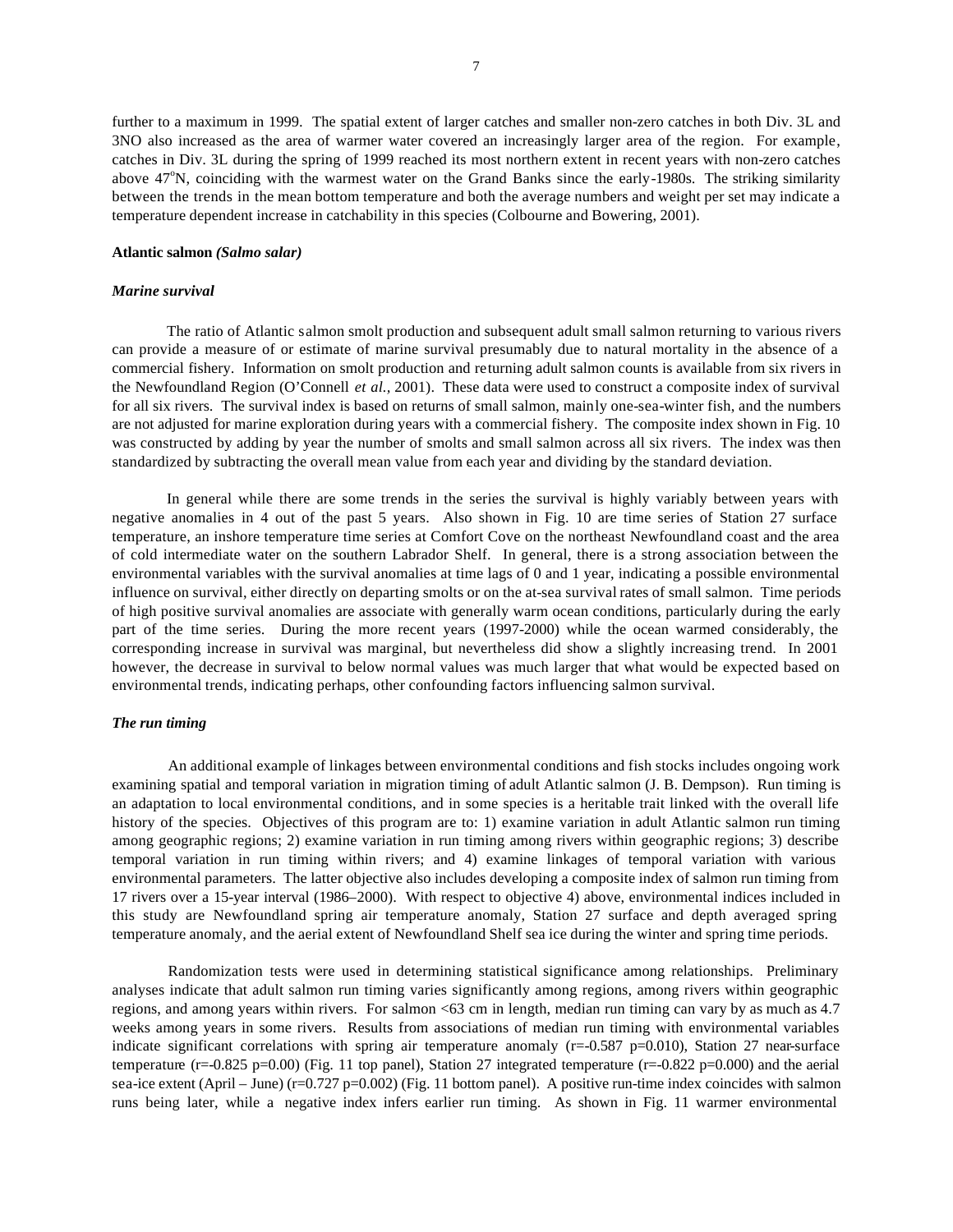further to a maximum in 1999. The spatial extent of larger catches and smaller non-zero catches in both Div. 3L and 3NO also increased as the area of warmer water covered an increasingly larger area of the region. For example, catches in Div. 3L during the spring of 1999 reached its most northern extent in recent years with non-zero catches above 47°N, coinciding with the warmest water on the Grand Banks since the early-1980s. The striking similarity between the trends in the mean bottom temperature and both the average numbers and weight per set may indicate a temperature dependent increase in catchability in this species (Colbourne and Bowering, 2001).

### Atlantic salmon *(Salmo salar)*

#### *Marine survival*

The ratio of Atlantic salmon smolt production and subsequent adult small salmon returning to various rivers can provide a measure of or estimate of marine survival presumably due to natural mortality in the absence of a commercial fishery. Information on smolt production and returning adult salmon counts is available from six rivers in the Newfoundland Region (O'Connell *et al.*, 2001). These data were used to construct a composite index of survival for all six rivers. The survival index is based on returns of small salmon, mainly one-sea-winter fish, and the numbers are not adjusted for marine exploration during years with a commercial fishery. The composite index shown in Fig. 10 was constructed by adding by year the number of smolts and small salmon across all six rivers. The index was then standardized by subtracting the overall mean value from each year and dividing by the standard deviation.

In general while there are some trends in the series the survival is highly variably between years with negative anomalies in 4 out of the past 5 years. Also shown in Fig. 10 are time series of Station 27 surface temperature, an inshore temperature time series at Comfort Cove on the northeast Newfoundland coast and the area of cold intermediate water on the southern Labrador Shelf. In general, there is a strong association between the environmental variables with the survival anomalies at time lags of 0 and 1 year, indicating a possible environmental influence on survival, either directly on departing smolts or on the at-sea survival rates of small salmon. Time periods of high positive survival anomalies are associate with generally warm ocean conditions, particularly during the early part of the time series. During the more recent years (1997-2000) while the ocean warmed considerably, the corresponding increase in survival was marginal, but nevertheless did show a slightly increasing trend. In 2001 however, the decrease in survival to below normal values was much larger that what would be expected based on environmental trends, indicating perhaps, other confounding factors influencing salmon survival.

#### *The run timing*

An additional example of linkages between environmental conditions and fish stocks includes ongoing work examining spatial and temporal variation in migration timing of adult Atlantic salmon (J. B. Dempson). Run timing is an adaptation to local environmental conditions, and in some species is a heritable trait linked with the overall life history of the species. Objectives of this program are to: 1) examine variation in adult Atlantic salmon run timing among geographic regions; 2) examine variation in run timing among rivers within geographic regions; 3) describe temporal variation in run timing within rivers; and 4) examine linkages of temporal variation with various environmental parameters. The latter objective also includes developing a composite index of salmon run timing from 17 rivers over a 15-year interval (1986–2000). With respect to objective 4) above, environmental indices included in this study are Newfoundland spring air temperature anomaly, Station 27 surface and depth averaged spring temperature anomaly, and the aerial extent of Newfoundland Shelf sea ice during the winter and spring time periods.

Randomization tests were used in determining statistical significance among relationships. Preliminary analyses indicate that adult salmon run timing varies significantly among regions, among rivers within geographic regions, and among years within rivers. For salmon <63 cm in length, median run timing can vary by as much as 4.7 weeks among years in some rivers. Results from associations of median run timing with environmental variables indicate significant correlations with spring air temperature anomaly ($r=-0.587$ $p=0.010$), Station 27 near-surface temperature ($r=-0.825$ $p=0.00$) (Fig. 11 top panel), Station 27 integrated temperature ($r=-0.822$ $p=0.000$) and the aerial sea-ice extent (April – June) ($r=0.727$ $p=0.002$) (Fig. 11 bottom panel). A positive run-time index coincides with salmon runs being later, while a negative index infers earlier run timing. As shown in Fig. 11 warmer environmental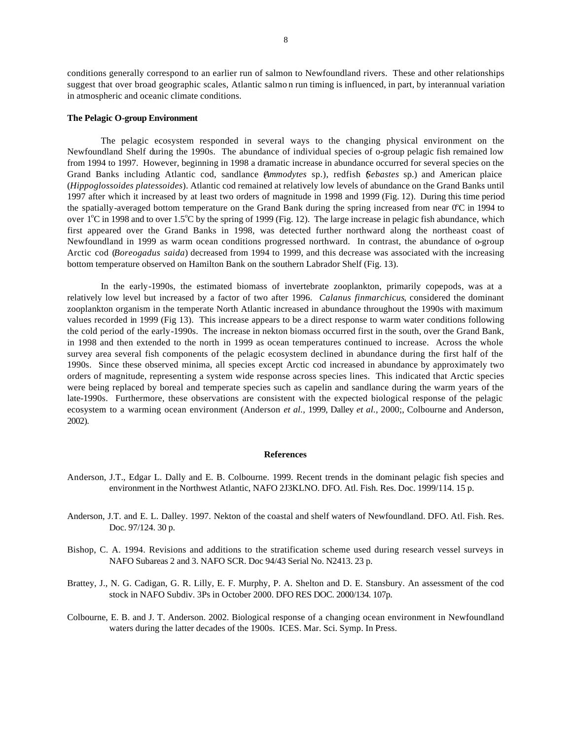conditions generally correspond to an earlier run of salmon to Newfoundland rivers. These and other relationships suggest that over broad geographic scales, Atlantic salmon run timing is influenced, in part, by interannual variation in atmospheric and oceanic climate conditions.

**The Pelagic O-group Environment**

The pelagic ecosystem responded in several ways to the changing physical environment on the Newfoundland Shelf during the 1990s. The abundance of individual species of o-group pelagic fish remained low from 1994 to 1997. However, beginning in 1998 a dramatic increase in abundance occurred for several species on the Grand Banks including Atlantic cod, sandlance (*Ammodytes* sp.), redfish (*Sebastes* sp.) and American plaice (*Hippoglossoides platessoides*). Atlantic cod remained at relatively low levels of abundance on the Grand Banks until 1997 after which it increased by at least two orders of magnitude in 1998 and 1999 (Fig. 12). During this time period the spatially-averaged bottom temperature on the Grand Bank during the spring increased from near 0°C in 1994 to over 1°C in 1998 and to over 1.5°C by the spring of 1999 (Fig. 12). The large increase in pelagic fish abundance, which first appeared over the Grand Banks in 1998, was detected further northward along the northeast coast of Newfoundland in 1999 as warm ocean conditions progressed northward. In contrast, the abundance of o-group Arctic cod (*Boreogadus saida*) decreased from 1994 to 1999, and this decrease was associated with the increasing bottom temperature observed on Hamilton Bank on the southern Labrador Shelf (Fig. 13).

In the early-1990s, the estimated biomass of invertebrate zooplankton, primarily copepods, was at a relatively low level but increased by a factor of two after 1996. *Calanus finmarchicus*, considered the dominant zooplankton organism in the temperate North Atlantic increased in abundance throughout the 1990s with maximum values recorded in 1999 (Fig 13). This increase appears to be a direct response to warm water conditions following the cold period of the early-1990s. The increase in nekton biomass occurred first in the south, over the Grand Bank, in 1998 and then extended to the north in 1999 as ocean temperatures continued to increase. Across the whole survey area several fish components of the pelagic ecosystem declined in abundance during the first half of the 1990s. Since these observed minima, all species except Arctic cod increased in abundance by approximately two orders of magnitude, representing a system wide response across species lines. This indicated that Arctic species were being replaced by boreal and temperate species such as capelin and sandlance during the warm years of the late-1990s. Furthermore, these observations are consistent with the expected biological response of the pelagic ecosystem to a warming ocean environment (Anderson *et al.,* 1999, Dalley *et al.,* 2000;, Colbourne and Anderson, 2002).

## References

Anderson, J.T., Edgar L. Dally and E. B. Colbourne. 1999. Recent trends in the dominant pelagic fish species and environment in the Northwest Atlantic, NAFO 2J3KLNO. DFO. Atl. Fish. Res. Doc. 1999/114. 15 p.

Anderson, J.T. and E. L. Dalley. 1997. Nekton of the coastal and shelf waters of Newfoundland. DFO. Atl. Fish. Res. Doc. 97/124. 30 p.

Bishop, C. A. 1994. Revisions and additions to the stratification scheme used during research vessel surveys in NAFO Subareas 2 and 3. NAFO SCR. Doc 94/43 Serial No. N2413. 23 p.

Brattey, J., N. G. Cadigan, G. R. Lilly, E. F. Murphy, P. A. Shelton and D. E. Stansbury. An assessment of the cod stock in NAFO Subdiv. 3Ps in October 2000. DFO RES DOC. 2000/134. 107p.

Colbourne, E. B. and J. T. Anderson. 2002. Biological response of a changing ocean environment in Newfoundland waters during the latter decades of the 1900s. ICES. Mar. Sci. Symp. In Press.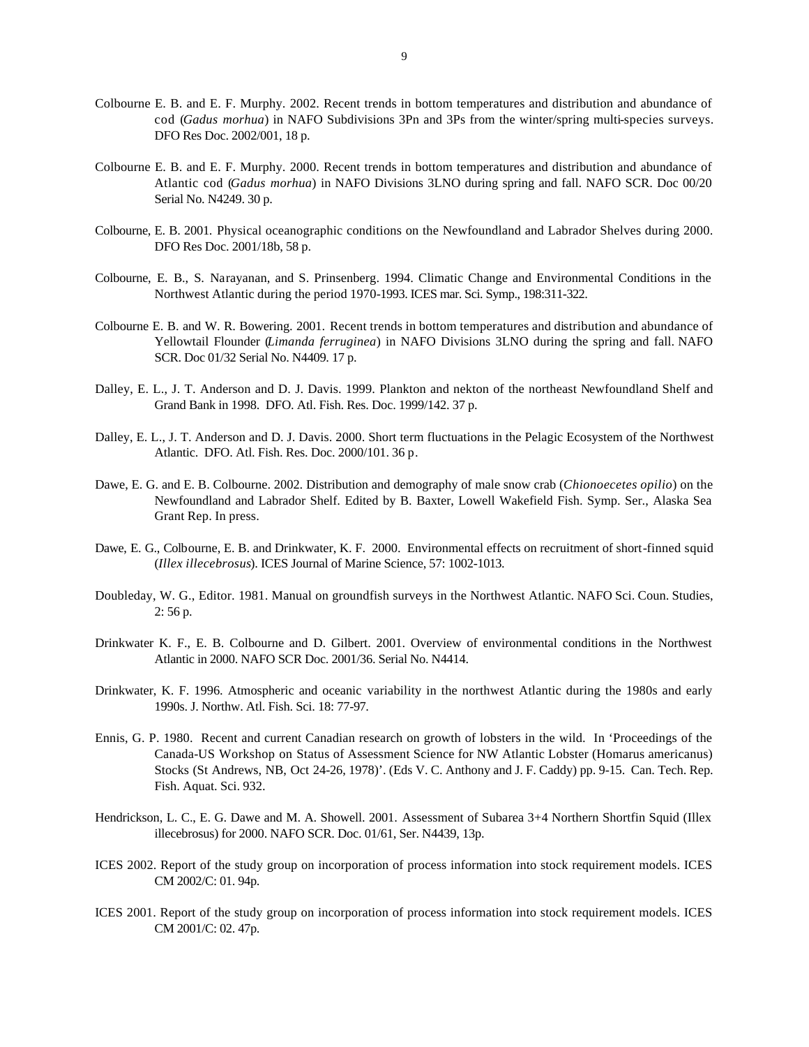Colbourne E. B. and E. F. Murphy. 2002. Recent trends in bottom temperatures and distribution and abundance of cod (*Gadus morhua*) in NAFO Subdivisions 3Pn and 3Ps from the winter/spring multi-species surveys. DFO Res Doc. 2002/001, 18 p.

Colbourne E. B. and E. F. Murphy. 2000. Recent trends in bottom temperatures and distribution and abundance of Atlantic cod (*Gadus morhua*) in NAFO Divisions 3LNO during spring and fall. NAFO SCR. Doc 00/20 Serial No. N4249. 30 p.

Colbourne, E. B. 2001. Physical oceanographic conditions on the Newfoundland and Labrador Shelves during 2000. DFO Res Doc. 2001/18b, 58 p.

Colbourne, E. B., S. Narayanan, and S. Prinsenberg. 1994. Climatic Change and Environmental Conditions in the Northwest Atlantic during the period 1970-1993. ICES mar. Sci. Symp., 198:311-322.

Colbourne E. B. and W. R. Bowering. 2001. Recent trends in bottom temperatures and distribution and abundance of Yellowtail Flounder (*Limanda ferruginea*) in NAFO Divisions 3LNO during the spring and fall. NAFO SCR. Doc 01/32 Serial No. N4409. 17 p.

Dalley, E. L., J. T. Anderson and D. J. Davis. 1999. Plankton and nekton of the northeast Newfoundland Shelf and Grand Bank in 1998. DFO. Atl. Fish. Res. Doc. 1999/142. 37 p.

Dalley, E. L., J. T. Anderson and D. J. Davis. 2000. Short term fluctuations in the Pelagic Ecosystem of the Northwest Atlantic. DFO. Atl. Fish. Res. Doc. 2000/101. 36 p.

Dawe, E. G. and E. B. Colbourne. 2002. Distribution and demography of male snow crab (*Chionoecetes opilio*) on the Newfoundland and Labrador Shelf. Edited by B. Baxter, Lowell Wakefield Fish. Symp. Ser., Alaska Sea Grant Rep. In press.

Dawe, E. G., Colbourne, E. B. and Drinkwater, K. F. 2000. Environmental effects on recruitment of short-finned squid (*Illex illecebrosus*). ICES Journal of Marine Science, 57: 1002-1013.

Doubleday, W. G., Editor. 1981. Manual on groundfish surveys in the Northwest Atlantic. NAFO Sci. Coun. Studies, 2: 56 p.

Drinkwater K. F., E. B. Colbourne and D. Gilbert. 2001. Overview of environmental conditions in the Northwest Atlantic in 2000. NAFO SCR Doc. 2001/36. Serial No. N4414.

Drinkwater, K. F. 1996. Atmospheric and oceanic variability in the northwest Atlantic during the 1980s and early 1990s. J. Northw. Atl. Fish. Sci. 18: 77-97.

Ennis, G. P. 1980. Recent and current Canadian research on growth of lobsters in the wild. In 'Proceedings of the Canada-US Workshop on Status of Assessment Science for NW Atlantic Lobster (Homarus americanus) Stocks (St Andrews, NB, Oct 24-26, 1978)'. (Eds V. C. Anthony and J. F. Caddy) pp. 9-15. Can. Tech. Rep. Fish. Aquat. Sci. 932.

Hendrickson, L. C., E. G. Dawe and M. A. Showell. 2001. Assessment of Subarea 3+4 Northern Shortfin Squid (Illex illecebrosus) for 2000. NAFO SCR. Doc. 01/61, Ser. N4439, 13p.

ICES 2002. Report of the study group on incorporation of process information into stock requirement models. ICES CM 2002/C: 01. 94p.

ICES 2001. Report of the study group on incorporation of process information into stock requirement models. ICES CM 2001/C: 02. 47p.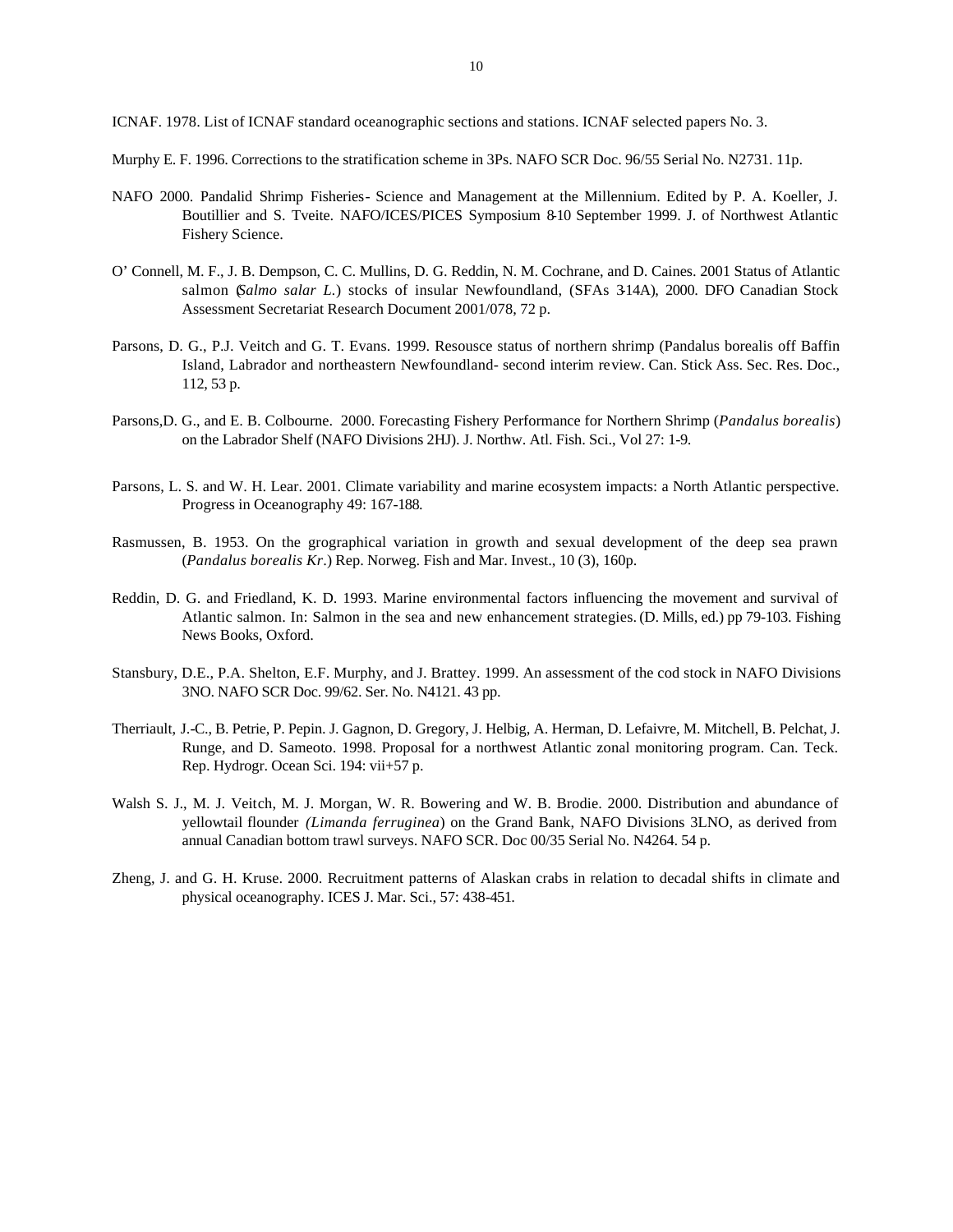ICNAF. 1978. List of ICNAF standard oceanographic sections and stations. ICNAF selected papers No. 3.

Murphy E. F. 1996. Corrections to the stratification scheme in 3Ps. NAFO SCR Doc. 96/55 Serial No. N2731. 11p.

NAFO 2000. Pandalid Shrimp Fisheries- Science and Management at the Millennium. Edited by P. A. Koeller, J. Boutillier and S. Tveite. NAFO/ICES/PICES Symposium 8-10 September 1999. J. of Northwest Atlantic Fishery Science.

O' Connell, M. F., J. B. Dempson, C. C. Mullins, D. G. Reddin, N. M. Cochrane, and D. Caines. 2001 Status of Atlantic salmon (*Salmo salar L.*) stocks of insular Newfoundland, (SFAs 3-14A), 2000. DFO Canadian Stock Assessment Secretariat Research Document 2001/078, 72 p.

Parsons, D. G., P.J. Veitch and G. T. Evans. 1999. Resousce status of northern shrimp (Pandalus borealis off Baffin Island, Labrador and northeastern Newfoundland- second interim review. Can. Stick Ass. Sec. Res. Doc., 112, 53 p.

Parsons,D. G., and E. B. Colbourne. 2000. Forecasting Fishery Performance for Northern Shrimp (*Pandalus borealis*) on the Labrador Shelf (NAFO Divisions 2HJ). J. Northw. Atl. Fish. Sci., Vol 27: 1-9.

Parsons, L. S. and W. H. Lear. 2001. Climate variability and marine ecosystem impacts: a North Atlantic perspective. Progress in Oceanography 49: 167-188.

Rasmussen, B. 1953. On the grographical variation in growth and sexual development of the deep sea prawn (*Pandalus borealis Kr.*) Rep. Norweg. Fish and Mar. Invest., 10 (3), 160p.

Reddin, D. G. and Friedland, K. D. 1993. Marine environmental factors influencing the movement and survival of Atlantic salmon. In: Salmon in the sea and new enhancement strategies. (D. Mills, ed.) pp 79-103. Fishing News Books, Oxford.

Stansbury, D.E., P.A. Shelton, E.F. Murphy, and J. Brattey. 1999. An assessment of the cod stock in NAFO Divisions 3NO. NAFO SCR Doc. 99/62. Ser. No. N4121. 43 pp.

Therriault, J.-C., B. Petrie, P. Pepin. J. Gagnon, D. Gregory, J. Helbig, A. Herman, D. Lefaivre, M. Mitchell, B. Pelchat, J. Runge, and D. Sameoto. 1998. Proposal for a northwest Atlantic zonal monitoring program. Can. Teck. Rep. Hydrogr. Ocean Sci. 194: vii+57 p.

Walsh S. J., M. J. Veitch, M. J. Morgan, W. R. Bowering and W. B. Brodie. 2000. Distribution and abundance of yellowtail flounder *(Limanda ferruginea*) on the Grand Bank, NAFO Divisions 3LNO, as derived from annual Canadian bottom trawl surveys. NAFO SCR. Doc 00/35 Serial No. N4264. 54 p.

Zheng, J. and G. H. Kruse. 2000. Recruitment patterns of Alaskan crabs in relation to decadal shifts in climate and physical oceanography. ICES J. Mar. Sci., 57: 438-451.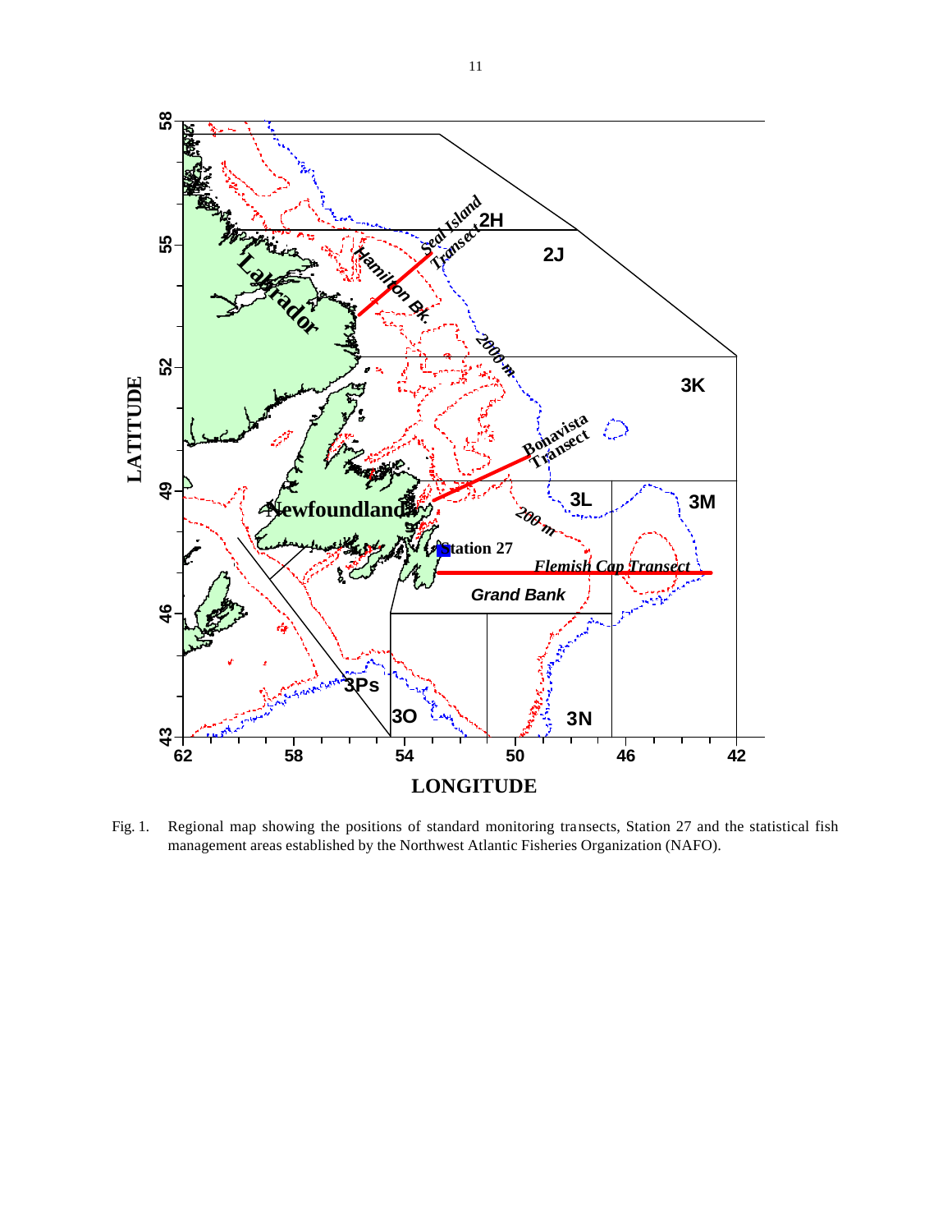Fig. 1. Regional map showing the positions of standard monitoring transects, Station 27 and the statistical fish management areas established by the Northwest Atlantic Fisheries Organization (NAFO).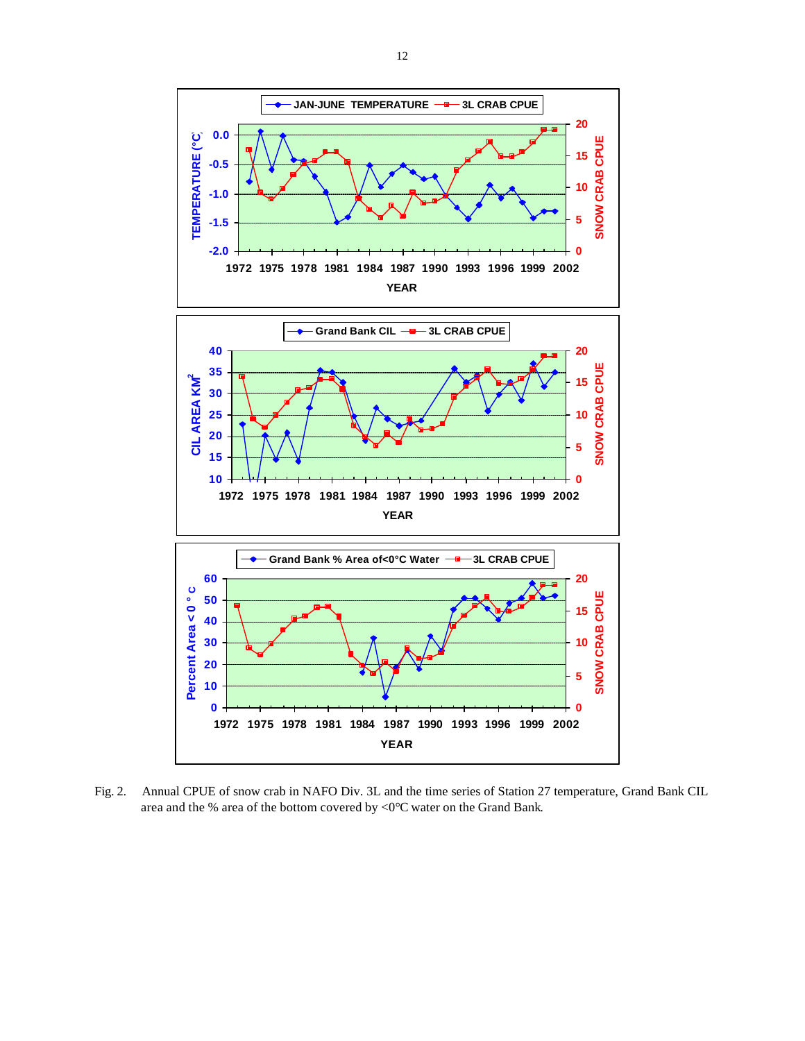Fig. 2. Annual CPUE of snow crab in NAFO Div. 3L and the time series of Station 27 temperature, Grand Bank CIL area and the % area of the bottom covered by <0°C water on the Grand Bank.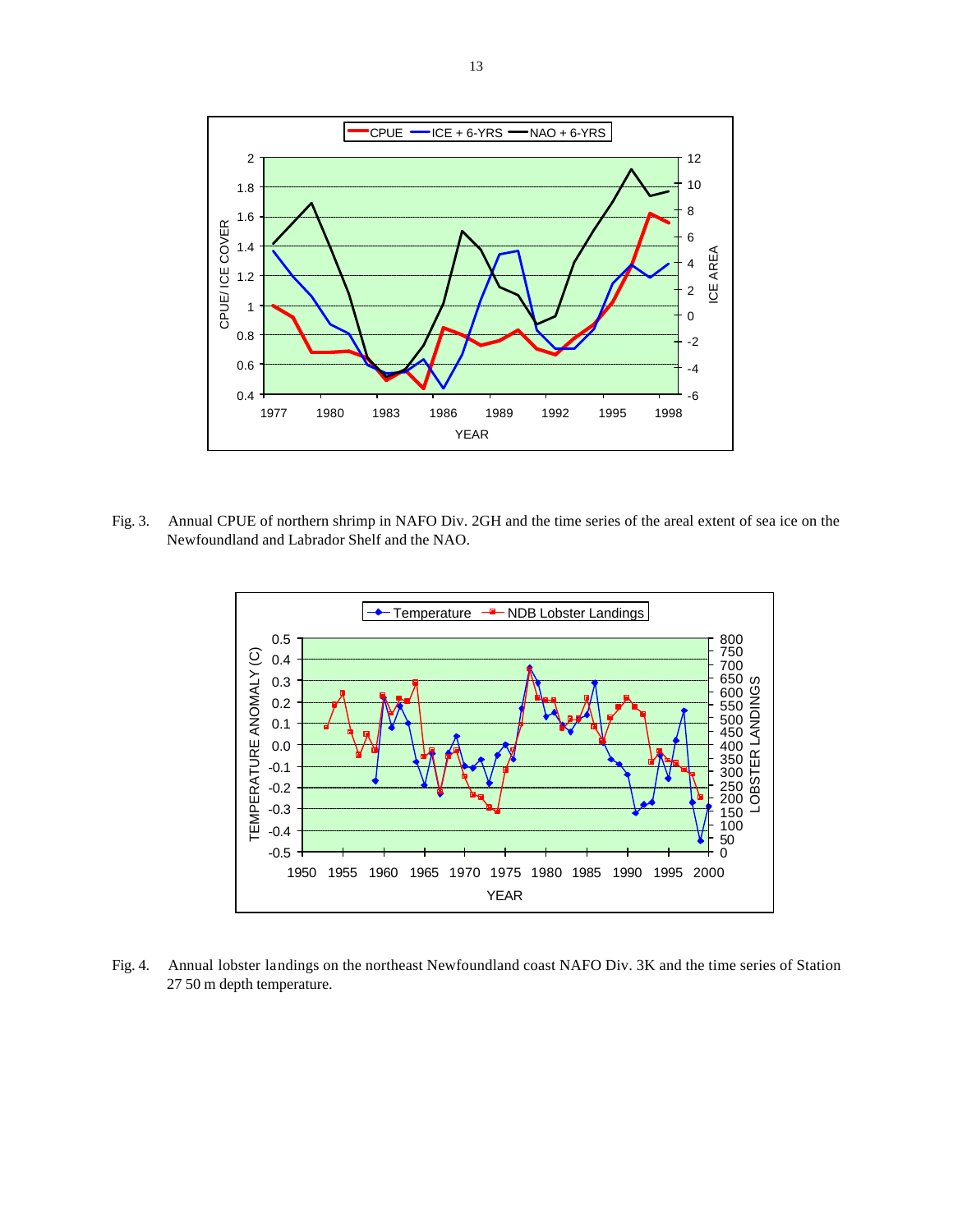Fig. 3. Annual CPUE of northern shrimp in NAFO Div. 2GH and the time series of the areal extent of sea ice on the Newfoundland and Labrador Shelf and the NAO.

Fig. 4. Annual lobster landings on the northeast Newfoundland coast NAFO Div. 3K and the time series of Station 27 50 m depth temperature.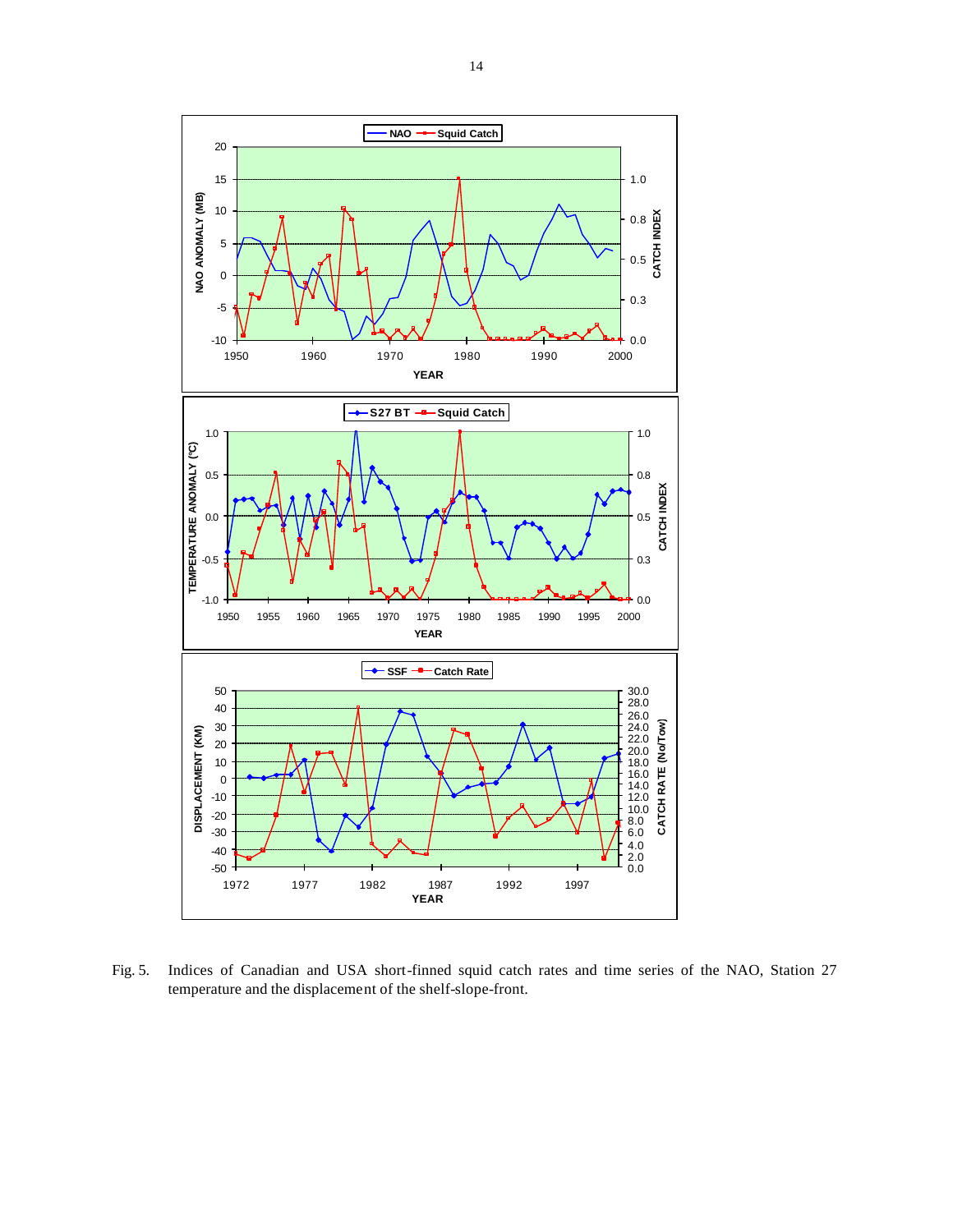Fig. 5. Indices of Canadian and USA short-finned squid catch rates and time series of the NAO, Station 27 temperature and the displacement of the shelf-slope-front.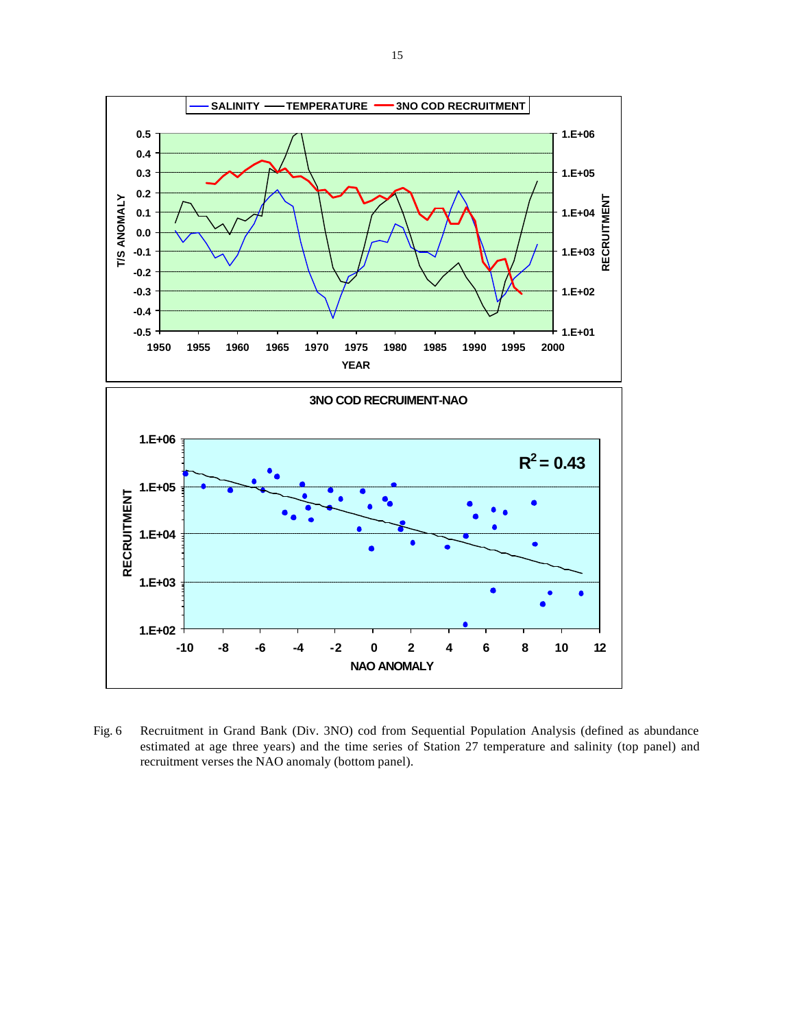Fig. 6 Recruitment in Grand Bank (Div. 3NO) cod from Sequential Population Analysis (defined as abundance estimated at age three years) and the time series of Station 27 temperature and salinity (top panel) and recruitment verses the NAO anomaly (bottom panel).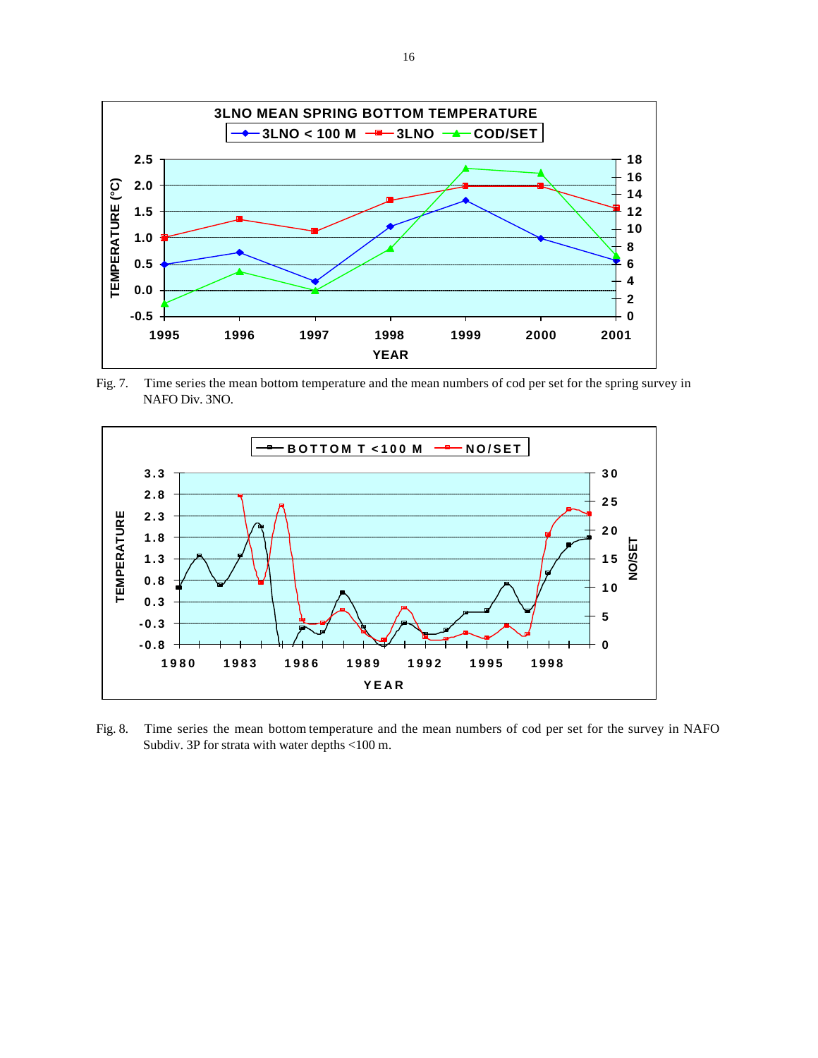Fig. 7. Time series the mean bottom temperature and the mean numbers of cod per set for the spring survey in NAFO Div. 3NO.

Fig. 8. Time series the mean bottom temperature and the mean numbers of cod per set for the survey in NAFO Subdiv. 3P for strata with water depths <100 m.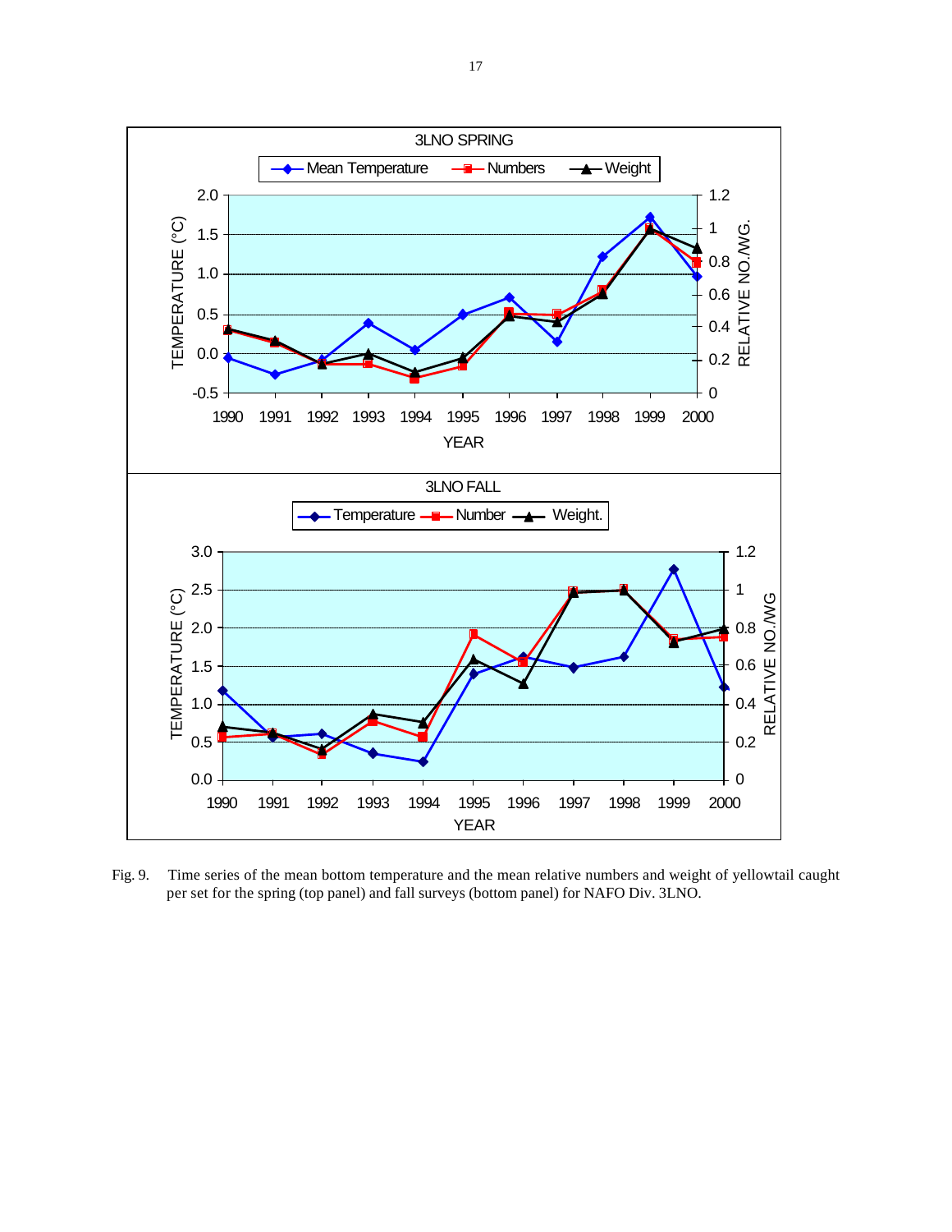Fig. 9. Time series of the mean bottom temperature and the mean relative numbers and weight of yellowtail caught per set for the spring (top panel) and fall surveys (bottom panel) for NAFO Div. 3LNO.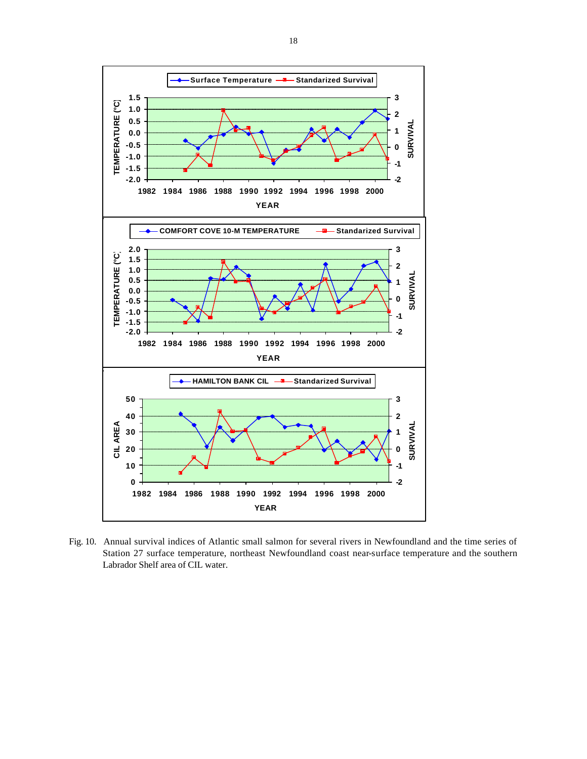Fig. 10. Annual survival indices of Atlantic small salmon for several rivers in Newfoundland and the time series of Station 27 surface temperature, northeast Newfoundland coast near-surface temperature and the southern Labrador Shelf area of CIL water.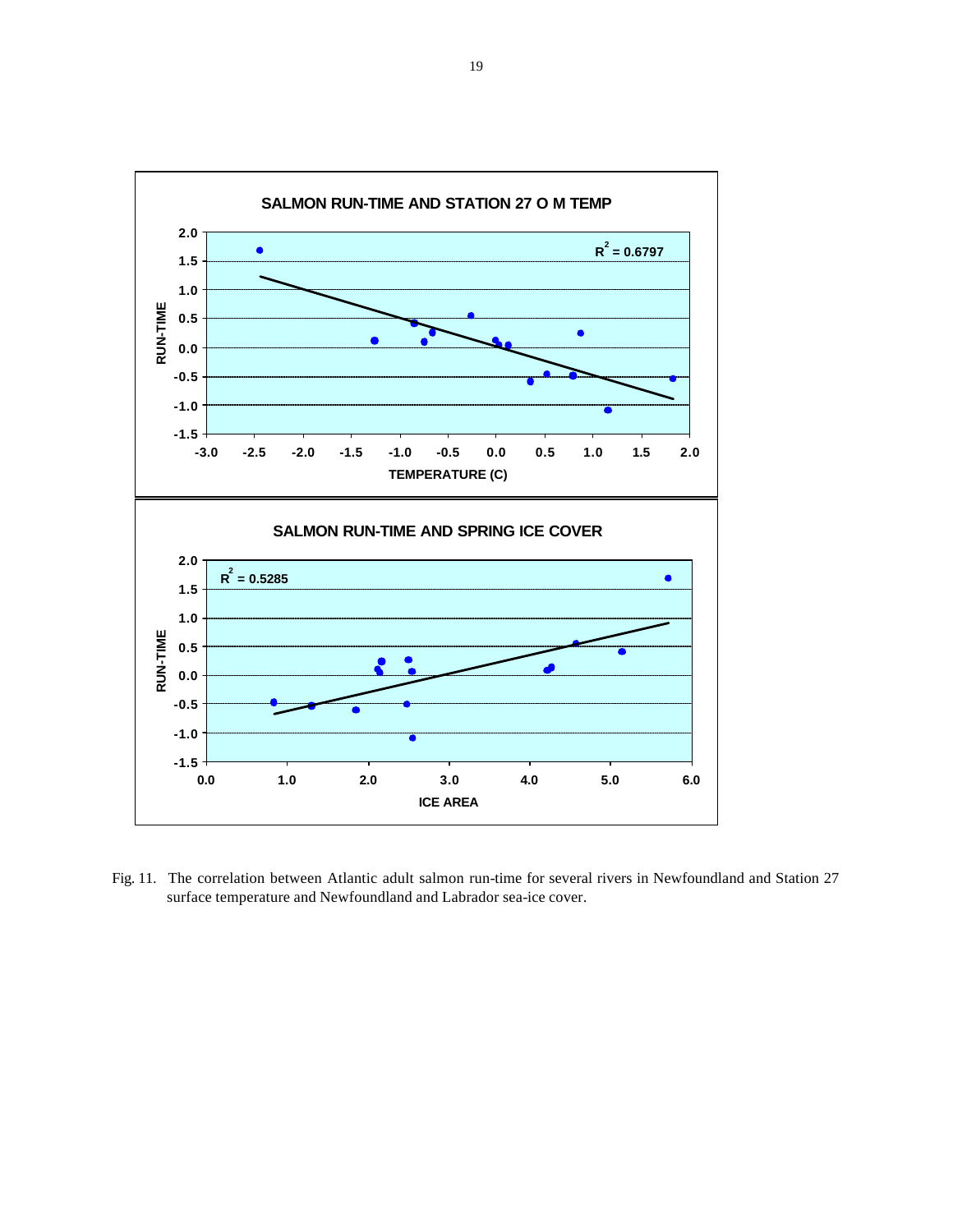**SALMON RUN-TIME AND STATION 27 O M TEMP**

**SALMON RUN-TIME AND SPRING ICE COVER**

Fig. 11. The correlation between Atlantic adult salmon run-time for several rivers in Newfoundland and Station 27 surface temperature and Newfoundland and Labrador sea-ice cover.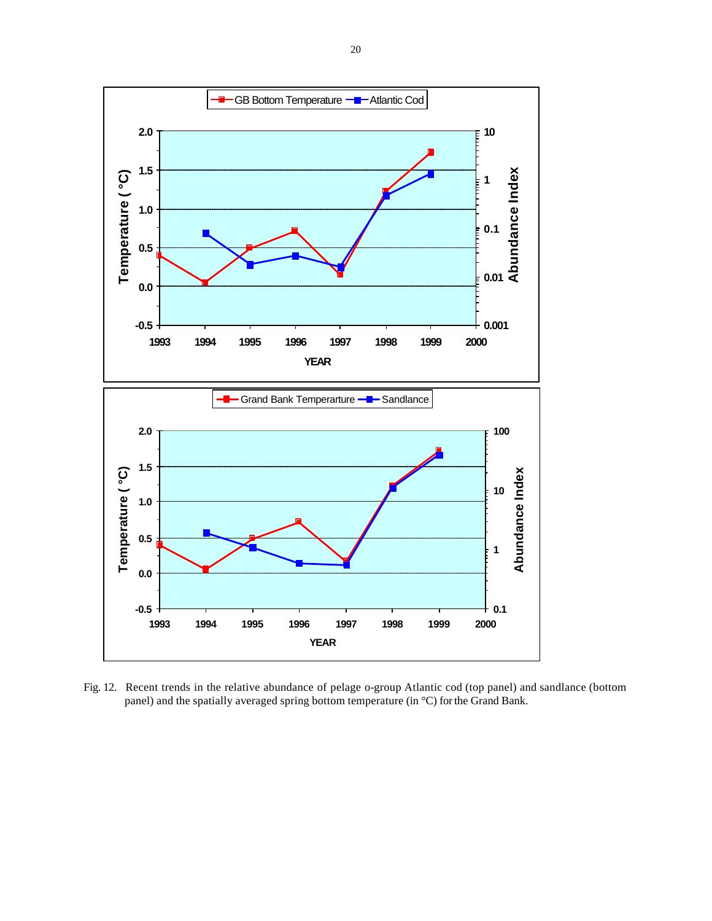Fig. 12. Recent trends in the relative abundance of pelage o-group Atlantic cod (top panel) and sandlance (bottom panel) and the spatially averaged spring bottom temperature (in °C) for the Grand Bank.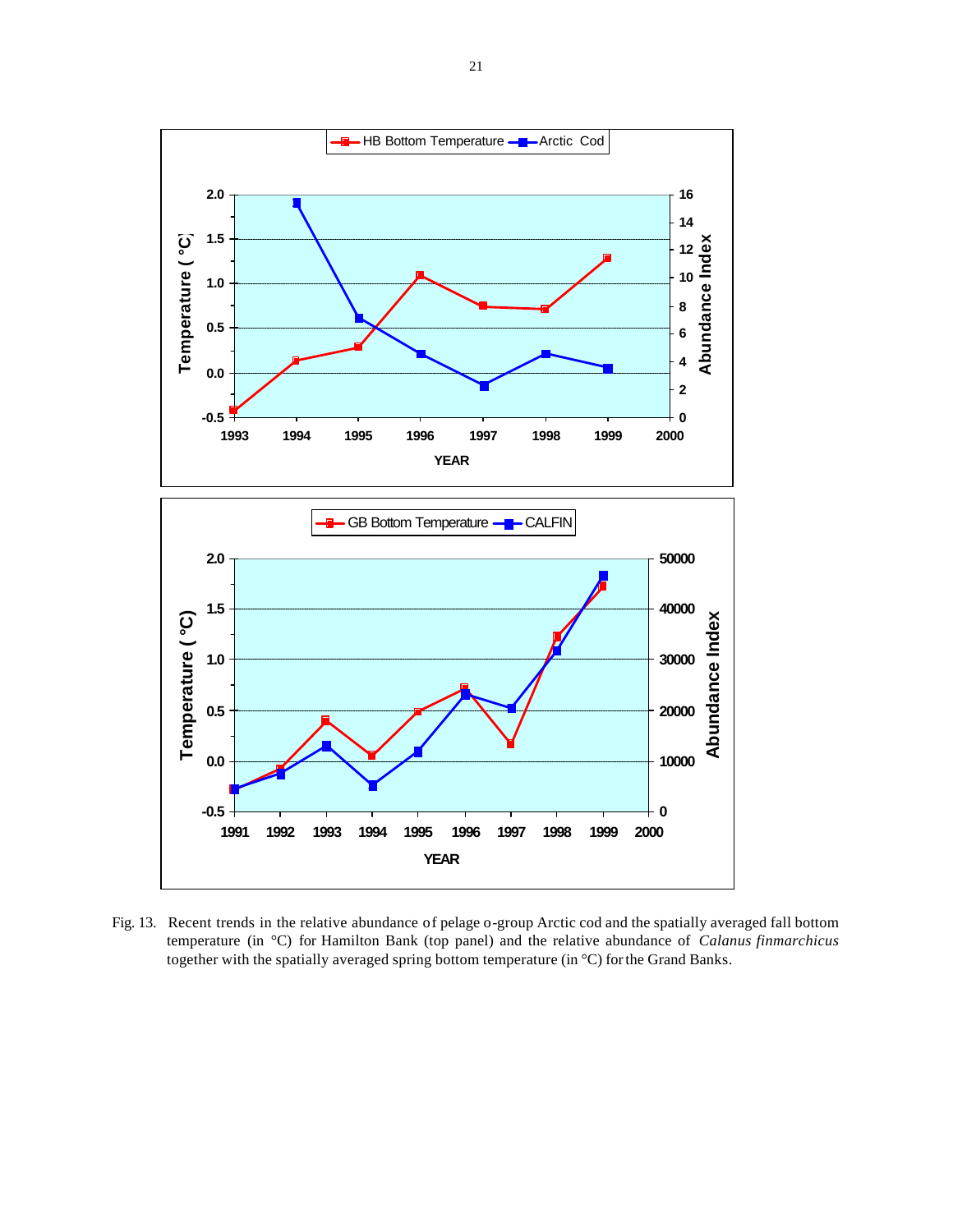HB Bottom Temperature
Arctic Cod

Temperature ( °C)
2.0
1.5
1.0
0.5
0.0
-0.5

Abundance Index
16
14
12
10
8
6
4
2
0

1993 1994 1995 1996 1997 1998 1999 2000

YEAR

GB Bottom Temperature
CALFIN

Temperature ( °C)
2.0
1.5
1.0
0.5
0.0
-0.5

Abundance Index
50000
40000
30000
20000
10000
0

1991 1992 1993 1994 1995 1996 1997 1998 1999 2000

YEAR

Fig. 13. Recent trends in the relative abundance of pelage o-group Arctic cod and the spatially averaged fall bottom temperature (in °C) for Hamilton Bank (top panel) and the relative abundance of *Calanus finmarchicus* together with the spatially averaged spring bottom temperature (in °C) for the Grand Banks.